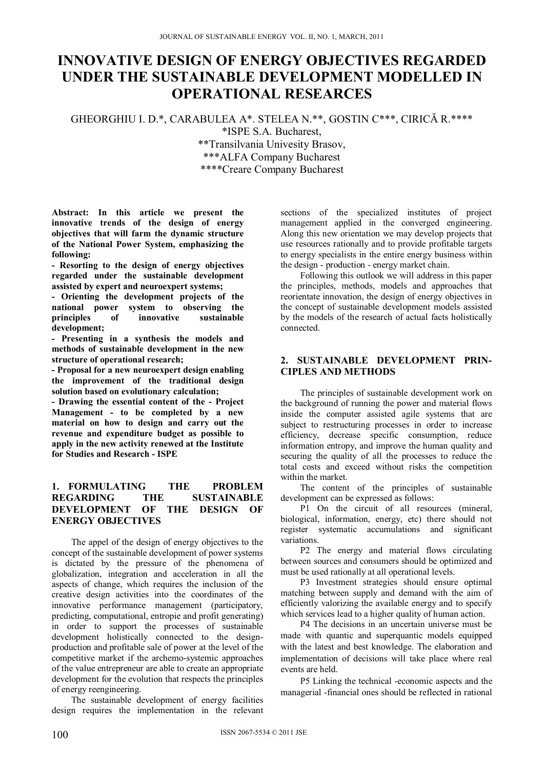# INNOVATIVE DESIGN OF ENERGY OBJECTIVES REGARDED UNDER THE SUSTAINABLE DEVELOPMENT MODELLED IN OPERATIONAL RESEARCES

GHEORGHIU I. D.*, CARABULEA A*. STELEA N.**, GOSTIN C***, CIRICĂ R.****

*ISPE S.A. Bucharest,
**Transilvania Univesity Brasov,
***ALFA Company Bucharest
****Creare Company Bucharest

**Abstract: In this article we present the innovative trends of the design of energy objectives that will farm the dynamic structure of the National Power System, emphasizing the following:**

**- Resorting to the design of energy objectives regarded under the sustainable development assisted by expert and neuroexpert systems;**

**- Orienting the development projects of the national power system to observing the principles of innovative sustainable development;**

**- Presenting in a synthesis the models and methods of sustainable development in the new structure of operational research;**

**- Proposal for a new neuroexpert design enabling the improvement of the traditional design solution based on evolutionary calculation;**

**- Drawing the essential content of the - Project Management - to be completed by a new material on how to design and carry out the revenue and expenditure budget as possible to apply in the new activity renewed at the Institute for Studies and Research - ISPE**

## 1. FORMULATING THE PROBLEM REGARDING THE SUSTAINABLE DEVELOPMENT OF THE DESIGN OF ENERGY OBJECTIVES

The appel of the design of energy objectives to the concept of the sustainable development of power systems is dictated by the pressure of the phenomena of globalization, integration and acceleration in all the aspects of change, which requires the inclusion of the creative design activities into the coordinates of the innovative performance management (participatory, predicting, computational, entropie and profit generating) in order to support the processes of sustainable development holistically connected to the design-production and profitable sale of power at the level of the competitive market if the archemo-systemic approaches of the value entrepreneur are able to create an appropriate development for the evolution that respects the principles of energy reengineering.

The sustainable development of energy facilities design requires the implementation in the relevant sections of the specialized institutes of project management applied in the converged engineering. Along this new orientation we may develop projects that use resources rationally and to provide profitable targets to energy specialists in the entire energy business within the design - production - energy market chain.

Following this outlook we will address in this paper the principles, methods, models and approaches that reorientate innovation, the design of energy objectives in the concept of sustainable development models assisted by the models of the research of actual facts holistically connected.

## 2. SUSTAINABLE DEVELOPMENT PRINCIPLES AND METHODS

The principles of sustainable development work on the background of running the power and material flows inside the computer assisted agile systems that are subject to restructuring processes in order to increase efficiency, decrease specific consumption, reduce information entropy, and improve the human quality and securing the quality of all the processes to reduce the total costs and exceed without risks the competition within the market.

The content of the principles of sustainable development can be expressed as follows:

P1 On the circuit of all resources (mineral, biological, information, energy, etc) there should not register systematic accumulations and significant variations.

P2 The energy and material flows circulating between sources and consumers should be optimized and must be used rationally at all operational levels.

P3 Investment strategies should ensure optimal matching between supply and demand with the aim of efficiently valorizing the available energy and to specify which services lead to a higher quality of human action.

P4 The decisions in an uncertain universe must be made with quantic and superquantic models equipped with the latest and best knowledge. The elaboration and implementation of decisions will take place where real events are held.

P5 Linking the technical -economic aspects and the managerial -financial ones should be reflected in rational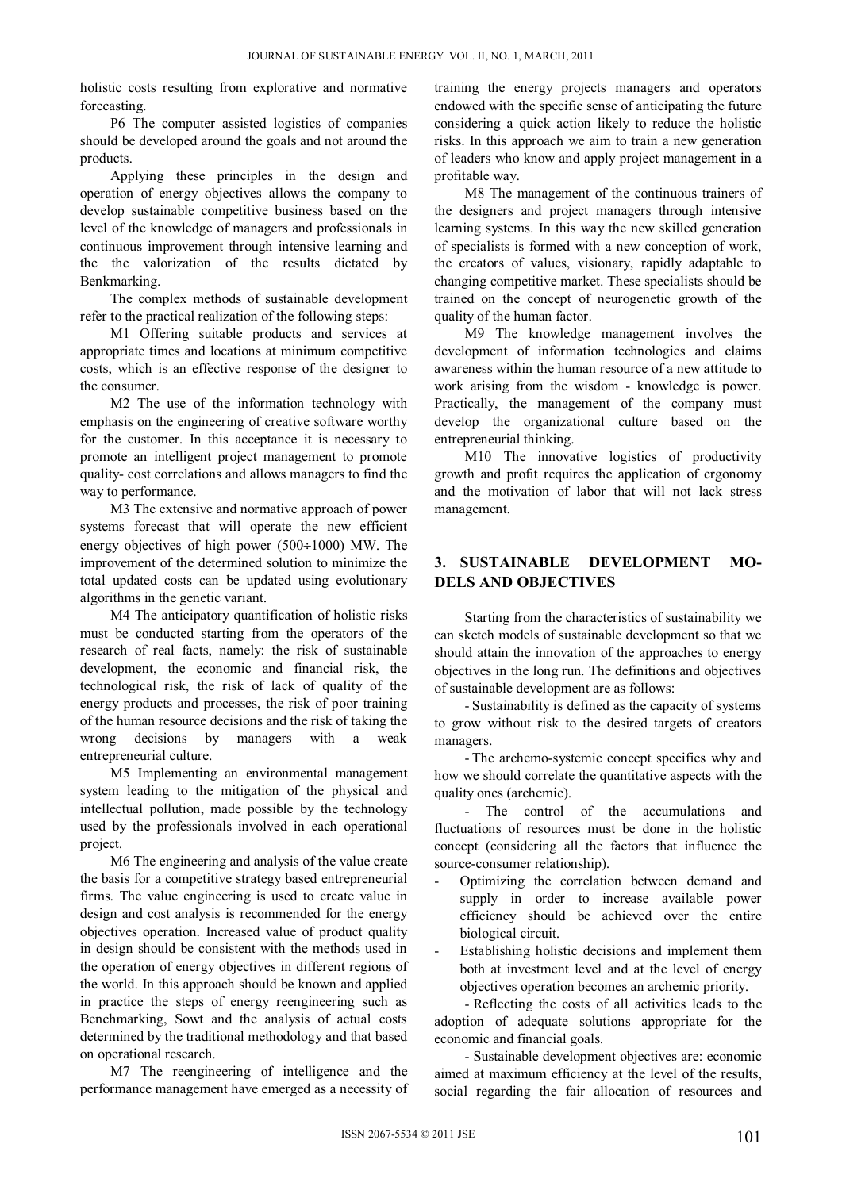holistic costs resulting from explorative and normative forecasting.

P6 The computer assisted logistics of companies should be developed around the goals and not around the products.

Applying these principles in the design and operation of energy objectives allows the company to develop sustainable competitive business based on the level of the knowledge of managers and professionals in continuous improvement through intensive learning and the the valorization of the results dictated by Benkmarking.

The complex methods of sustainable development refer to the practical realization of the following steps:

M1 Offering suitable products and services at appropriate times and locations at minimum competitive costs, which is an effective response of the designer to the consumer.

M2 The use of the information technology with emphasis on the engineering of creative software worthy for the customer. In this acceptance it is necessary to promote an intelligent project management to promote quality- cost correlations and allows managers to find the way to performance.

M3 The extensive and normative approach of power systems forecast that will operate the new efficient energy objectives of high power (500÷1000) MW. The improvement of the determined solution to minimize the total updated costs can be updated using evolutionary algorithms in the genetic variant.

M4 The anticipatory quantification of holistic risks must be conducted starting from the operators of the research of real facts, namely: the risk of sustainable development, the economic and financial risk, the technological risk, the risk of lack of quality of the energy products and processes, the risk of poor training of the human resource decisions and the risk of taking the wrong decisions by managers with a weak entrepreneurial culture.

M5 Implementing an environmental management system leading to the mitigation of the physical and intellectual pollution, made possible by the technology used by the professionals involved in each operational project.

M6 The engineering and analysis of the value create the basis for a competitive strategy based entrepreneurial firms. The value engineering is used to create value in design and cost analysis is recommended for the energy objectives operation. Increased value of product quality in design should be consistent with the methods used in the operation of energy objectives in different regions of the world. In this approach should be known and applied in practice the steps of energy reengineering such as Benchmarking, Sowt and the analysis of actual costs determined by the traditional methodology and that based on operational research.

M7 The reengineering of intelligence and the performance management have emerged as a necessity of training the energy projects managers and operators endowed with the specific sense of anticipating the future considering a quick action likely to reduce the holistic risks. In this approach we aim to train a new generation of leaders who know and apply project management in a profitable way.

M8 The management of the continuous trainers of the designers and project managers through intensive learning systems. In this way the new skilled generation of specialists is formed with a new conception of work, the creators of values, visionary, rapidly adaptable to changing competitive market. These specialists should be trained on the concept of neurogenetic growth of the quality of the human factor.

M9 The knowledge management involves the development of information technologies and claims awareness within the human resource of a new attitude to work arising from the wisdom - knowledge is power. Practically, the management of the company must develop the organizational culture based on the entrepreneurial thinking.

M10 The innovative logistics of productivity growth and profit requires the application of ergonomy and the motivation of labor that will not lack stress management.

## 3. SUSTAINABLE DEVELOPMENT MODELS AND OBJECTIVES

Starting from the characteristics of sustainability we can sketch models of sustainable development so that we should attain the innovation of the approaches to energy objectives in the long run. The definitions and objectives of sustainable development are as follows:

- Sustainability is defined as the capacity of systems to grow without risk to the desired targets of creators managers.
- The archemo-systemic concept specifies why and how we should correlate the quantitative aspects with the quality ones (archemic).
- The control of the accumulations and fluctuations of resources must be done in the holistic concept (considering all the factors that influence the source-consumer relationship).
- Optimizing the correlation between demand and supply in order to increase available power efficiency should be achieved over the entire biological circuit.
- Establishing holistic decisions and implement them both at investment level and at the level of energy objectives operation becomes an archemic priority.
- Reflecting the costs of all activities leads to the adoption of adequate solutions appropriate for the economic and financial goals.
- Sustainable development objectives are: economic aimed at maximum efficiency at the level of the results, social regarding the fair allocation of resources and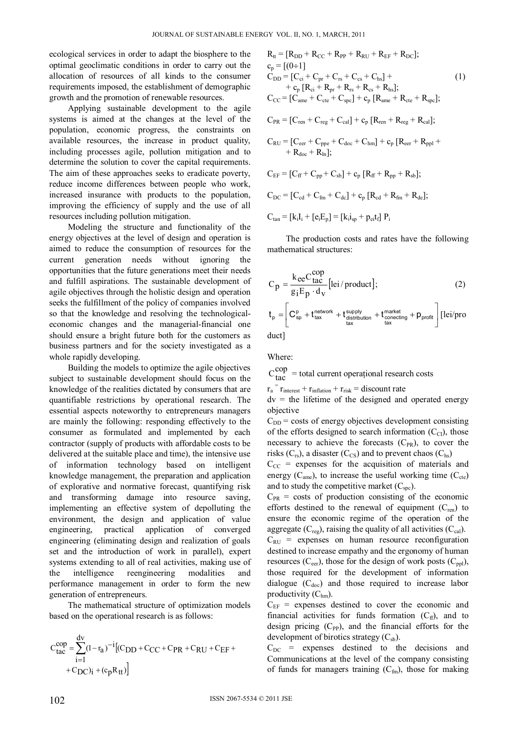ecological services in order to adapt the biosphere to the optimal geoclimatic conditions in order to carry out the allocation of resources of all kinds to the consumer requirements imposed, the establishment of demographic growth and the promotion of renewable resources.

Applying sustainable development to the agile systems is aimed at the changes at the level of the population, economic progress, the constraints on available resources, the increase in product quality, including processes agile, pollution mitigation and to determine the solution to cover the capital requirements. The aim of these approaches seeks to eradicate poverty, reduce income differences between people who work, increased insurance with products to the population, improving the efficiency of supply and the use of all resources including pollution mitigation.

Modeling the structure and functionality of the energy objectives at the level of design and operation is aimed to reduce the consumption of resources for the current generation needs without ignoring the opportunities that the future generations meet their needs and fulfill aspirations. The sustainable development of agile objectives through the holistic design and operation seeks the fulfillment of the policy of companies involved so that the knowledge and resolving the technological-economic changes and the managerial-financial one should ensure a bright future both for the customers as business partners and for the society investigated as a whole rapidly developing.

Building the models to optimize the agile objectives subject to sustainable development should focus on the knowledge of the realities dictated by consumers that are quantifiable restrictions by operational research. The essential aspects noteworthy to entrepreneurs managers are mainly the following: responding effectively to the consumer as formulated and implemented by each contractor (supply of products with affordable costs to be delivered at the suitable place and time), the intensive use of information technology based on intelligent knowledge management, the preparation and application of explorative and normative forecast, quantifying risk and transforming damage into resource saving, implementing an effective system of depolluting the environment, the design and application of value engineering, practical application of converged engineering (eliminating design and realization of goals set and the introduction of work in parallel), expert systems extending to all of real activities, making use of the intelligence reengineering modalities and performance management in order to form the new generation of entrepreneurs.

The mathematical structure of optimization models based on the operational research is as follows:

$$C_{tac}^{cop} = \sum_{i=1}^{dv} (1-r_a)^{-i} \left[ (C_{DD} + C_{CC} + C_{PR} + C_{RU} + C_{EF} + C_{DC})_i + (c_p R_{tt}) \right]$$

$$R_{tt} = [R_{DD} + R_{CC} + R_{PP} + R_{RU} + R_{EF} + R_{DC}];$$

$$c_p = [(0 \div 1]$$

$$C_{DD} = [C_{ci} + C_{pr} + C_{rs} + C_{cs} + C_{hs}] + c_p [R_{ci} + R_{pr} + R_{rs} + R_{cs} + R_{hs}]; \quad (1)$$

$$C_{CC} = [C_{ame} + C_{cte} + C_{spc}] + c_p [R_{ame} + R_{cte} + R_{spc}];$$

$$C_{PR} = [C_{ren} + C_{reg} + C_{cal}] + c_p [R_{ren} + R_{reg} + R_{cal}];$$

$$C_{RU} = [C_{eer} + C_{ppe} + C_{doc} + C_{hm}] + c_p [R_{eer} + R_{ppl} + R_{doc} + R_{ln}];$$

$$C_{EF} = [C_{ff} + C_{pp} + C_{sb}] + c_p [R_{ff} + R_{pp} + R_{sb}];$$

$$C_{DC} = [C_{cd} + C_{fm} + C_{dc}] + c_p [R_{cd} + R_{fm} + R_{de}];$$

$$C_{tan} = [k_i I_i + [e_i E_p] = [k_i i_{sp} + p_{ei} t_f] P_i$$

The production costs and rates have the following mathematical structures:

$$C_p = \frac{k_{ee} C_{tac}^{cop}}{g_i E_p \cdot d_v} [\text{lei / product}]; \quad (2)$$

$$t_p = \left[ C_{sp}^{p} + t_{tax}^{network} + t_{\substack{distribution \\ tax}}^{supply} + t_{\substack{conecting \\ tax}}^{market} + p_{profit} \right] [\text{lei/product}]$$

Where:

$C_{tac}^{cop}$ = total current operațional research costs

$r_a = r_{interest} + r_{inflation} + r_{risk}$ = discount rate

dv = the lifetime of the designed and operated energy objective

$C_{DD}$ = costs of energy objectives development consisting of the efforts designed to search information ($C_{CI}$), those necessary to achieve the forecasts ($C_{PR}$), to cover the risks ($C_{rs}$), a disaster ($C_{CS}$) and to prevent chaos ($C_{hs}$)

$C_{CC}$ = expenses for the acquisition of materials and energy ($C_{ame}$), to increase the useful working time ($C_{cte}$) and to study the competitive market ($C_{spc}$).

$C_{PR}$ = costs of production consisting of the economic efforts destined to the renewal of equipment ($C_{ren}$) to ensure the economic regime of the operation of the aggregate ($C_{reg}$), raising the quality of all activities ($C_{cal}$).

$C_{RU}$ = expenses on human resource reconfiguration destined to increase empathy and the ergonomy of human resources ($C_{eer}$), those for the design of work posts ($C_{ppl}$), those required for the development of information dialogue ($C_{doc}$) and those required to increase labor productivity ($C_{hm}$).

$C_{EF}$ = expenses destined to cover the economic and financial activities for funds formation ($C_{ff}$), and to design pricing ($C_{PP}$), and the financial efforts for the development of birotics strategy ($C_{sb}$).

$C_{DC}$ = expenses destined to the decisions and Communications at the level of the company consisting of funds for managers training ($C_{fm}$), those for making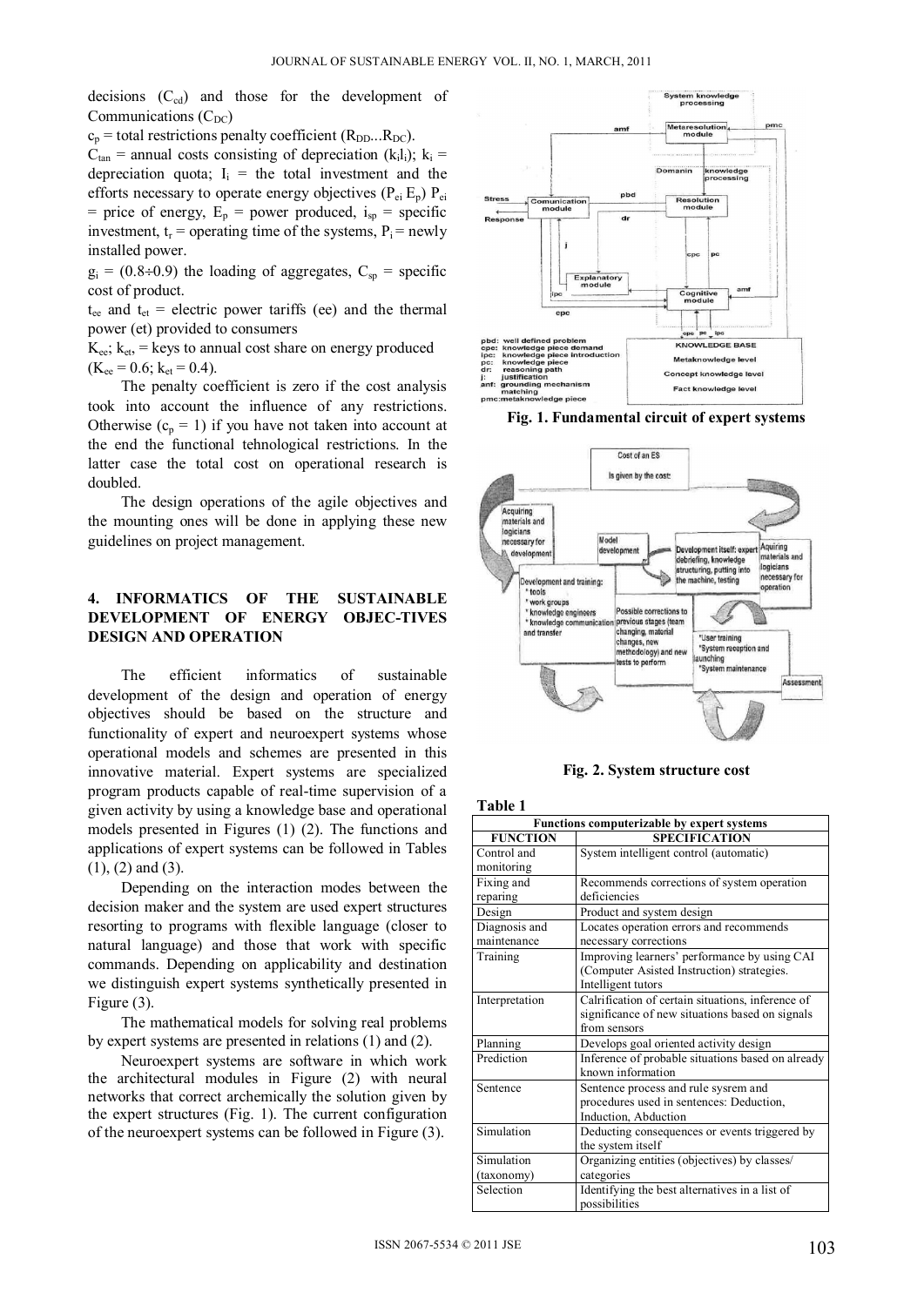decisions ($C_{cd}$) and those for the development of Communications ($C_{DC}$)

$c_p$ = total restrictions penalty coefficient ($R_{DD}...R_{DC}$).

$C_{tan}$ = annual costs consisting of depreciation ($k_i I_i$); $k_i$ = depreciation quota; $I_i$ = the total investment and the efforts necessary to operate energy objectives ($P_{ei}$ $E_p$) $P_{ei}$ = price of energy, $E_p$ = power produced, $i_{sp}$ = specific investment, $t_r$ = operating time of the systems, $P_i$ = newly installed power.

$g_i$ = (0.8÷0.9) the loading of aggregates, $C_{sp}$ = specific cost of product.

$t_{ee}$ and $t_{et}$ = electric power tariffs (ee) and the thermal power (et) provided to consumers

$K_{ee}$; $k_{et}$, = keys to annual cost share on energy produced ($K_{ee}$ = 0.6; $k_{et}$ = 0.4).

The penalty coefficient is zero if the cost analysis took into account the influence of any restrictions. Otherwise ($c_p$ = 1) if you have not taken into account at the end the functional tehnological restrictions. In the latter case the total cost on operational research is doubled.

The design operations of the agile objectives and the mounting ones will be done in applying these new guidelines on project management.

## 4. INFORMATICS OF THE SUSTAINABLE DEVELOPMENT OF ENERGY OBJEC-TIVES DESIGN AND OPERATION

The efficient informatics of sustainable development of the design and operation of energy objectives should be based on the structure and functionality of expert and neuroexpert systems whose operational models and schemes are presented in this innovative material. Expert systems are specialized program products capable of real-time supervision of a given activity by using a knowledge base and operational models presented in Figures (1) (2). The functions and applications of expert systems can be followed in Tables (1), (2) and (3).

Depending on the interaction modes between the decision maker and the system are used expert structures resorting to programs with flexible language (closer to natural language) and those that work with specific commands. Depending on applicability and destination we distinguish expert systems synthetically presented in Figure (3).

The mathematical models for solving real problems by expert systems are presented in relations (1) and (2).

Neuroexpert systems are software in which work the architectural modules in Figure (2) with neural networks that correct archemically the solution given by the expert structures (Fig. 1). The current configuration of the neuroexpert systems can be followed in Figure (3).

**Fig. 1. Fundamental circuit of expert systems**

**Fig. 2. System structure cost**

**Table 1**

| Functions computerizable by expert systems | |
|---|---|
| **FUNCTION** | **SPECIFICATION** |
| Control and monitoring | System intelligent control (automatic) |
| Fixing and reparing | Recommends corrections of system operation deficiencies |
| Design | Product and system design |
| Diagnosis and maintenance | Locates operation errors and recommends necessary corrections |
| Training | Improving learners' performance by using CAI (Computer Asisted Instruction) strategies. Intelligent tutors |
| Interpretation | Calrification of certain situations, inference of significance of new situations based on signals from sensors |
| Planning | Develops goal oriented activity design |
| Prediction | Inference of probable situations based on already known information |
| Sentence | Sentence process and rule sysrem and procedures used in sentences: Deduction, Induction, Abduction |
| Simulation | Deducting consequences or events triggered by the system itself |
| Simulation (taxonomy) | Organizing entities (objectives) by classes/ categories |
| Selection | Identifying the best alternatives in a list of possibilities |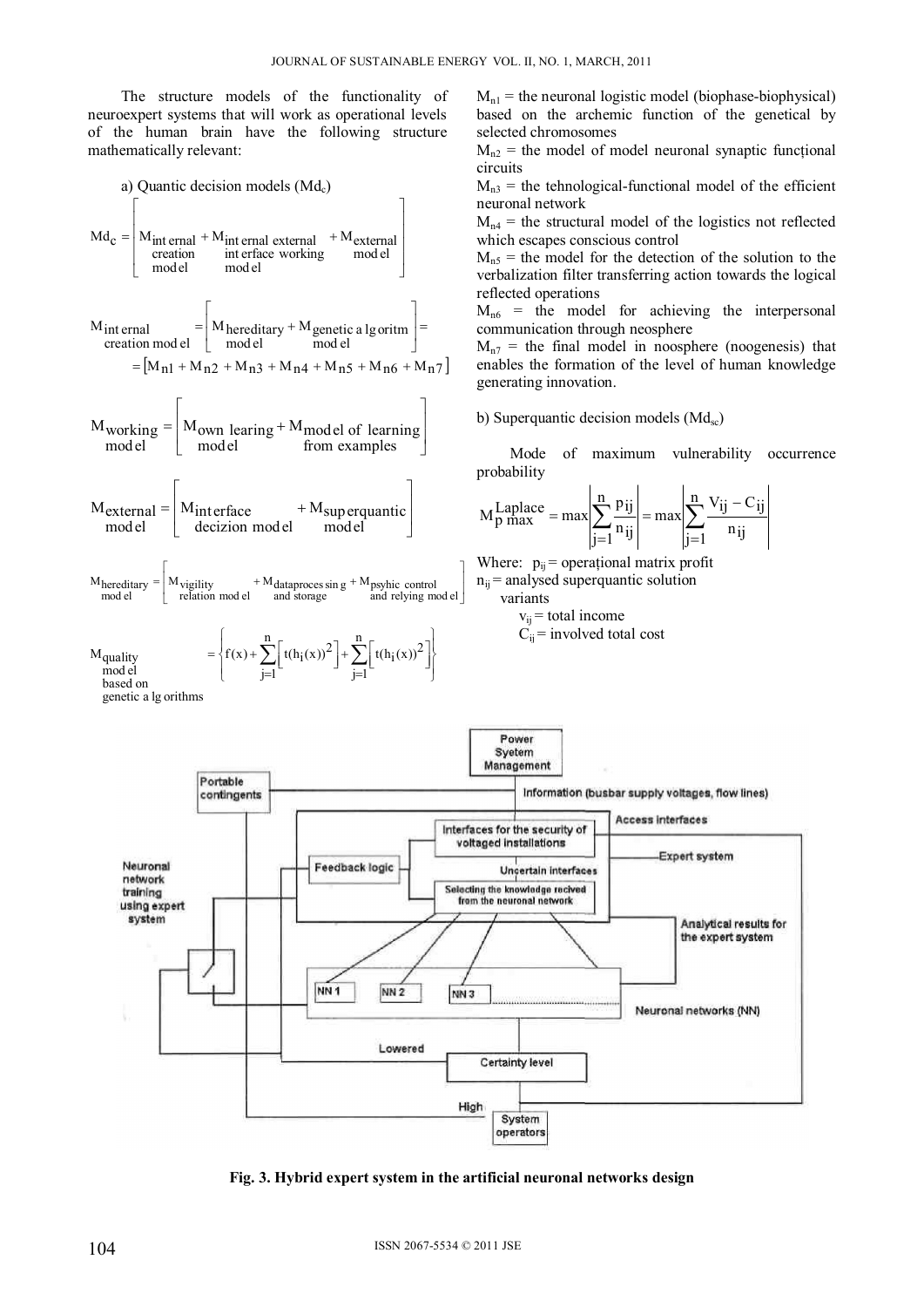The structure models of the functionality of neuroexpert systems that will work as operational levels of the human brain have the following structure mathematically relevant:

a) Quantic decision models ($Md_c$)

$$Md_c = \left[ M_{\substack{\text{internal}\\ \text{creation}\\ \text{model}}} + M_{\substack{\text{internal external}\\ \text{interface working}\\ \text{model}}} + M_{\substack{\text{external}\\ \text{model}}} \right]$$

$$M_{\substack{\text{internal}\\ \text{creation model}}} = \left[ M_{\substack{\text{hereditary}\\ \text{model}}} + M_{\substack{\text{genetic algoritm}\\ \text{model}}} \right] = \left[ M_{n1} + M_{n2} + M_{n3} + M_{n4} + M_{n5} + M_{n6} + M_{n7} \right]$$

$$M_{\substack{\text{working}\\ \text{model}}} = \left[ M_{\substack{\text{own learing}\\ \text{model}}} + M_{\substack{\text{model of learning}\\ \text{from examples}}} \right]$$

$$M_{\substack{\text{external}\\ \text{model}}} = \left[ M_{\substack{\text{interface}\\ \text{decizion model}}} + M_{\substack{\text{superquantic}\\ \text{model}}} \right]$$

$$M_{\substack{\text{hereditary}\\ \text{model}}} = \left[ M_{\substack{\text{vigility}\\ \text{relation model}}} + M_{\substack{\text{dataprocessing}\\ \text{and storage}}} + M_{\substack{\text{psyhic control}\\ \text{and relying model}}} \right]$$

$$M_{\substack{\text{quality}\\ \text{model}\\ \text{based on}\\ \text{genetic algorithms}}} = \left\{ f(x) + \sum_{j=1}^{n} \left[ t(h_i(x))^2 \right] + \sum_{j=1}^{n} \left[ t(h_i(x))^2 \right] \right\}$$

$M_{n1}$ = the neuronal logistic model (biophase-biophysical) based on the archemic function of the genetical by selected chromosomes

$M_{n2}$ = the model of model neuronal synaptic funcțional circuits

$M_{n3}$ = the tehnological-functional model of the efficient neuronal network

$M_{n4}$ = the structural model of the logistics not reflected which escapes conscious control

$M_{n5}$ = the model for the detection of the solution to the verbalization filter transferring action towards the logical reflected operations

$M_{n6}$ = the model for achieving the interpersonal communication through neosphere

$M_{n7}$ = the final model in noosphere (noogenesis) that enables the formation of the level of human knowledge generating innovation.

b) Superquantic decision models ($Md_{sc}$)

Mode of maximum vulnerability occurrence probability

$$M_{p\ \max}^{\text{Laplace}} = \max \left| \sum_{j=1}^{n} \frac{p_{ij}}{n_{ij}} \right| = \max \left| \sum_{j=1}^{n} \frac{V_{ij} - C_{ij}}{n_{ij}} \right|$$

Where: $p_{ij}$ = operațional matrix profit
$n_{ij}$ = analysed superquantic solution variants
$v_{ij}$ = total income
$C_{ij}$ = involved total cost

**Fig. 3. Hybrid expert system in the artificial neuronal networks design**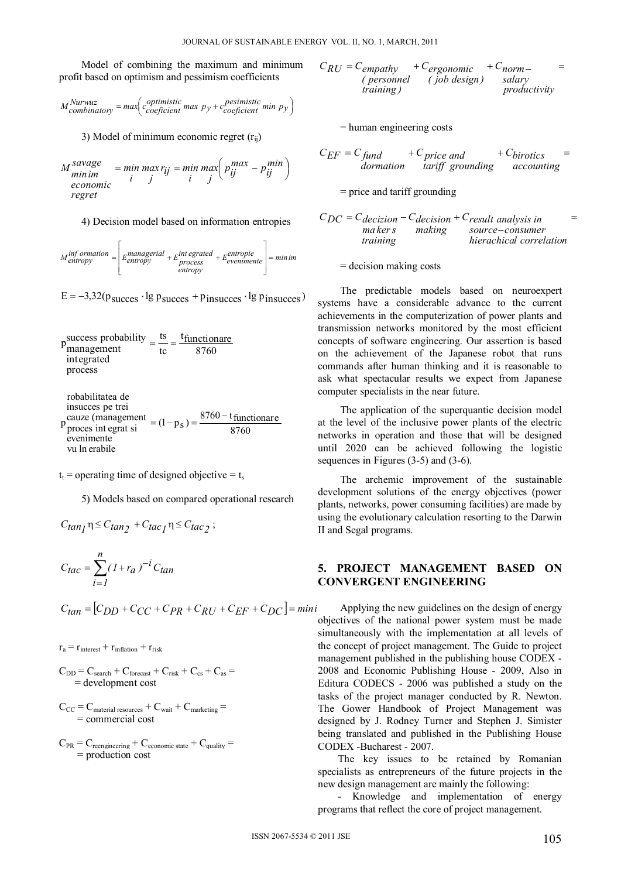Model of combining the maximum and minimum profit based on optimism and pessimism coefficients

$$M_{combinatory}^{Nurwuz} = max\left( c_{coeficient}^{optimistic} \max p_y + c_{coeficient}^{pesimistic} \min p_y \right)$$

3) Model of minimum economic regret ($r_{ij}$)

$$M_{\substack{minim \\ economic \\ regret}}^{savage} = \min_i \max_j r_{ij} = \min_i \max_j \left( p_{ij}^{max} - p_{ij}^{min} \right)$$

4) Decision model based on information entropies

$$M_{entropy}^{information} = \left[ E_{entropy}^{managerial} + E_{\substack{process \\ entropy}}^{integrated} + E_{evenimente}^{entropie} \right] = minim$$

$$E = -3{,}32(p_{succes} \cdot \lg p_{succes} + p_{insucces} \cdot \lg p_{insucces})$$

$$p_{\substack{management \\ integrated \\ process}}^{success\ probability} = \frac{ts}{tc} = \frac{t_{functionare}}{8760}$$

$$p_{\substack{\text{robabilitatea de} \\ \text{insucces pe trei} \\ \text{cauze (management} \\ \text{proces integrat si} \\ \text{evenimente} \\ \text{vulnerabile}}} = (1 - p_s) = \frac{8760 - t_{functionare}}{8760}$$

$t_t$ = operating time of designed objective = $t_s$

5) Models based on compared operational research

$$C_{tan_1} \eta \le C_{tan_2} + C_{tac_1} \eta \le C_{tac_2};$$

$$C_{tac} = \sum_{i=1}^{n} (1 + r_a)^{-i} C_{tan}$$

$$C_{tan} = [C_{DD} + C_{CC} + C_{PR} + C_{RU} + C_{EF} + C_{DC}] = mini$$

$r_a = r_{interest} + r_{inflation} + r_{risk}$

$C_{DD} = C_{search} + C_{forecast} + C_{risk} + C_{cs} + C_{as}$ = development cost

$C_{CC} = C_{material\ resources} + C_{wait} + C_{marketing}$ = commercial cost

$C_{PR} = C_{reengineering} + C_{economic\ state} + C_{quality}$ = production cost

$$C_{RU} = C_{\substack{empathy \\ (personnel \\ training)}} + C_{\substack{ergonomic \\ (job\ design)}} + C_{\substack{norm- \\ salary \\ productivity}} =$$

= human engineering costs

$$C_{EF} = C_{\substack{fund \\ dormation}} + C_{\substack{price\ and \\ tariff\ grounding}} + C_{\substack{birotics \\ accounting}} =$$

= price and tariff grounding

$$C_{DC} = C_{\substack{decizion \\ makers \\ training}} - C_{\substack{decision \\ making}} + C_{\substack{result\ analysis\ in \\ source-consumer \\ hierachical\ correlation}} =$$

= decision making costs

The predictable models based on neuroexpert systems have a considerable advance to the current achievements in the computerization of power plants and transmission networks monitored by the most efficient concepts of software engineering. Our assertion is based on the achievement of the Japanese robot that runs commands after human thinking and it is reasonable to ask what spectacular results we expect from Japanese computer specialists in the near future.

The application of the superquantic decision model at the level of the inclusive power plants of the electric networks in operation and those that will be designed until 2020 can be achieved following the logistic sequences in Figures (3-5) and (3-6).

The archemic improvement of the sustainable development solutions of the energy objectives (power plants, networks, power consuming facilities) are made by using the evolutionary calculation resorting to the Darwin II and Segal programs.

## 5. PROJECT MANAGEMENT BASED ON CONVERGENT ENGINEERING

Applying the new guidelines on the design of energy objectives of the national power system must be made simultaneously with the implementation at all levels of the concept of project management. The Guide to project management published in the publishing house CODEX - 2008 and Economic Publishing House - 2009, Also in Editura CODECS - 2006 was published a study on the tasks of the project manager conducted by R. Newton. The Gower Handbook of Project Management was designed by J. Rodney Turner and Stephen J. Simister being translated and published in the Publishing House CODEX -Bucharest - 2007.

The key issues to be retained by Romanian specialists as entrepreneurs of the future projects in the new design management are mainly the following:

- Knowledge and implementation of energy programs that reflect the core of project management.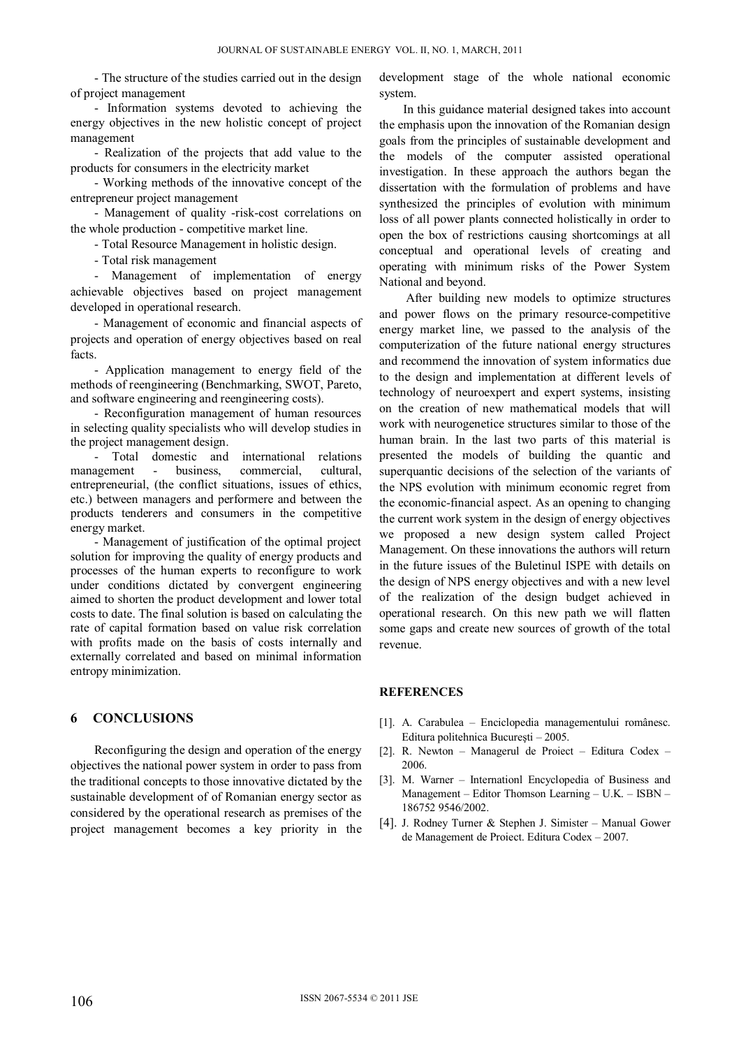- The structure of the studies carried out in the design of project management

- Information systems devoted to achieving the energy objectives in the new holistic concept of project management

- Realization of the projects that add value to the products for consumers in the electricity market

- Working methods of the innovative concept of the entrepreneur project management

- Management of quality -risk-cost correlations on the whole production - competitive market line.

- Total Resource Management in holistic design.

- Total risk management

- Management of implementation of energy achievable objectives based on project management developed in operational research.

- Management of economic and financial aspects of projects and operation of energy objectives based on real facts.

- Application management to energy field of the methods of reengineering (Benchmarking, SWOT, Pareto, and software engineering and reengineering costs).

- Reconfiguration management of human resources in selecting quality specialists who will develop studies in the project management design.

- Total domestic and international relations management - business, commercial, cultural, entrepreneurial, (the conflict situations, issues of ethics, etc.) between managers and performere and between the products tenderers and consumers in the competitive energy market.

- Management of justification of the optimal project solution for improving the quality of energy products and processes of the human experts to reconfigure to work under conditions dictated by convergent engineering aimed to shorten the product development and lower total costs to date. The final solution is based on calculating the rate of capital formation based on value risk correlation with profits made on the basis of costs internally and externally correlated and based on minimal information entropy minimization.

## 6 CONCLUSIONS

Reconfiguring the design and operation of the energy objectives the national power system in order to pass from the traditional concepts to those innovative dictated by the sustainable development of of Romanian energy sector as considered by the operational research as premises of the project management becomes a key priority in the development stage of the whole national economic system.

In this guidance material designed takes into account the emphasis upon the innovation of the Romanian design goals from the principles of sustainable development and the models of the computer assisted operational investigation. In these approach the authors began the dissertation with the formulation of problems and have synthesized the principles of evolution with minimum loss of all power plants connected holistically in order to open the box of restrictions causing shortcomings at all conceptual and operational levels of creating and operating with minimum risks of the Power System National and beyond.

After building new models to optimize structures and power flows on the primary resource-competitive energy market line, we passed to the analysis of the computerization of the future national energy structures and recommend the innovation of system informatics due to the design and implementation at different levels of technology of neuroexpert and expert systems, insisting on the creation of new mathematical models that will work with neurogenetice structures similar to those of the human brain. In the last two parts of this material is presented the models of building the quantic and superquantic decisions of the selection of the variants of the NPS evolution with minimum economic regret from the economic-financial aspect. As an opening to changing the current work system in the design of energy objectives we proposed a new design system called Project Management. On these innovations the authors will return in the future issues of the Buletinul ISPE with details on the design of NPS energy objectives and with a new level of the realization of the design budget achieved in operational research. On this new path we will flatten some gaps and create new sources of growth of the total revenue.

## REFERENCES

[1]. A. Carabulea – Enciclopedia managementului românesc. Editura politehnica București – 2005.

[2]. R. Newton – Managerul de Proiect – Editura Codex – 2006.

[3]. M. Warner – Internationl Encyclopedia of Business and Management – Editor Thomson Learning – U.K. – ISBN – 186752 9546/2002.

[4]. J. Rodney Turner & Stephen J. Simister – Manual Gower de Management de Proiect. Editura Codex – 2007.